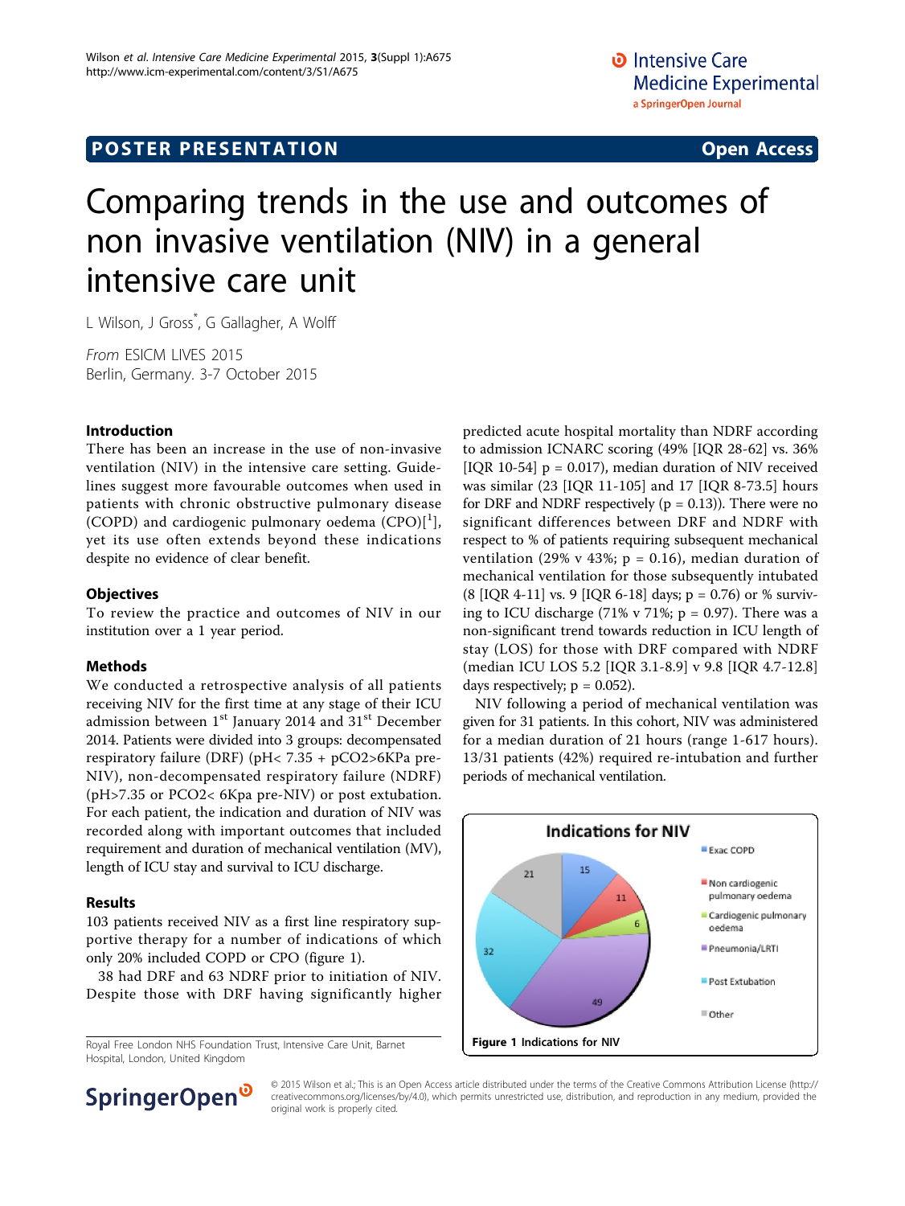# POSTER PRESENTATION

# Comparing trends in the use and outcomes of non invasive ventilation (NIV) in a general intensive care unit

L Wilson, J Gross*, G Gallagher, A Wolff

*From* ESICM LIVES 2015
Berlin, Germany. 3-7 October 2015

## Introduction

There has been an increase in the use of non-invasive ventilation (NIV) in the intensive care setting. Guidelines suggest more favourable outcomes when used in patients with chronic obstructive pulmonary disease (COPD) and cardiogenic pulmonary oedema (CPO)[1], yet its use often extends beyond these indications despite no evidence of clear benefit.

## Objectives

To review the practice and outcomes of NIV in our institution over a 1 year period.

## Methods

We conducted a retrospective analysis of all patients receiving NIV for the first time at any stage of their ICU admission between 1st January 2014 and 31st December 2014. Patients were divided into 3 groups: decompensated respiratory failure (DRF) (pH< 7.35 + pCO2>6KPa pre-NIV), non-decompensated respiratory failure (NDRF) (pH>7.35 or PCO2< 6Kpa pre-NIV) or post extubation. For each patient, the indication and duration of NIV was recorded along with important outcomes that included requirement and duration of mechanical ventilation (MV), length of ICU stay and survival to ICU discharge.

## Results

103 patients received NIV as a first line respiratory supportive therapy for a number of indications of which only 20% included COPD or CPO (figure 1).

38 had DRF and 63 NDRF prior to initiation of NIV. Despite those with DRF having significantly higher predicted acute hospital mortality than NDRF according to admission ICNARC scoring (49% [IQR 28-62] vs. 36% [IQR 10-54] p = 0.017), median duration of NIV received was similar (23 [IQR 11-105] and 17 [IQR 8-73.5] hours for DRF and NDRF respectively (p = 0.13)). There were no significant differences between DRF and NDRF with respect to % of patients requiring subsequent mechanical ventilation (29% v 43%; p = 0.16), median duration of mechanical ventilation for those subsequently intubated (8 [IQR 4-11] vs. 9 [IQR 6-18] days; p = 0.76) or % surviving to ICU discharge (71% v 71%; p = 0.97). There was a non-significant trend towards reduction in ICU length of stay (LOS) for those with DRF compared with NDRF (median ICU LOS 5.2 [IQR 3.1-8.9] v 9.8 [IQR 4.7-12.8] days respectively; p = 0.052).

NIV following a period of mechanical ventilation was given for 31 patients. In this cohort, NIV was administered for a median duration of 21 hours (range 1-617 hours). 13/31 patients (42%) required re-intubation and further periods of mechanical ventilation.

**Indications for NIV**

| Indication | Number |
| --- | --- |
| Exac COPD | 15 |
| Non cardiogenic pulmonary oedema | 11 |
| Cardiogenic pulmonary oedema | 6 |
| Pneumonia/LRTI | 49 |
| Post Extubation | 32 |
| Other | 21 |

**Figure 1** Indications for NIV

Royal Free London NHS Foundation Trust, Intensive Care Unit, Barnet Hospital, London, United Kingdom

© 2015 Wilson et al.; This is an Open Access article distributed under the terms of the Creative Commons Attribution License (http://creativecommons.org/licenses/by/4.0), which permits unrestricted use, distribution, and reproduction in any medium, provided the original work is properly cited.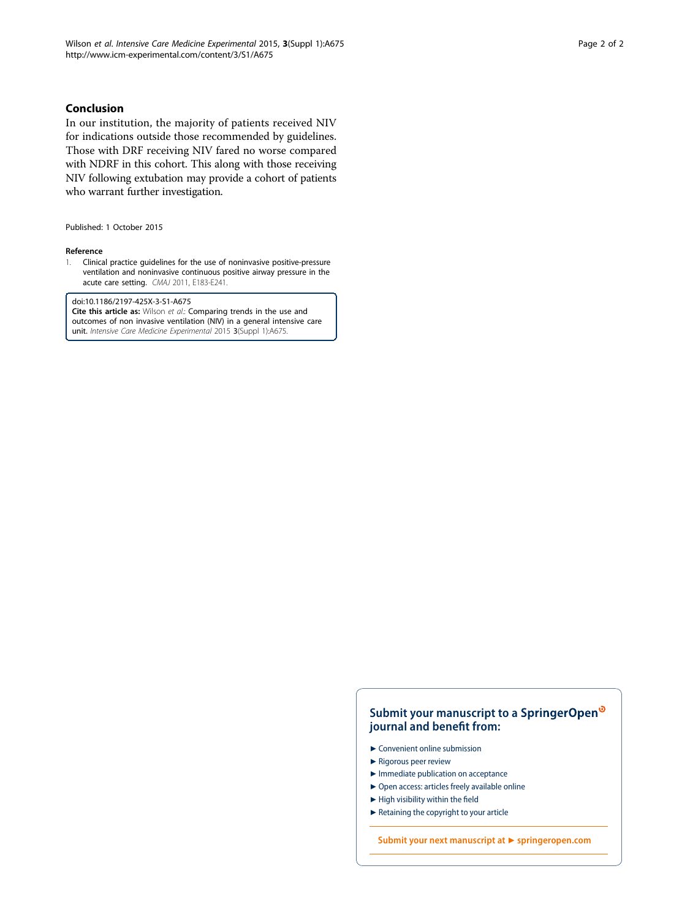## Conclusion

In our institution, the majority of patients received NIV for indications outside those recommended by guidelines. Those with DRF receiving NIV fared no worse compared with NDRF in this cohort. This along with those receiving NIV following extubation may provide a cohort of patients who warrant further investigation.

Published: 1 October 2015

#### Reference

1. Clinical practice guidelines for the use of noninvasive positive-pressure ventilation and noninvasive continuous positive airway pressure in the acute care setting. *CMAJ* 2011, E183-E241.

doi:10.1186/2197-425X-3-S1-A675

**Cite this article as:** Wilson *et al.*: Comparing trends in the use and outcomes of non invasive ventilation (NIV) in a general intensive care unit. *Intensive Care Medicine Experimental* 2015 **3**(Suppl 1):A675.

**Submit your manuscript to a SpringerOpen journal and benefit from:**

- ► Convenient online submission
- ► Rigorous peer review
- ► Immediate publication on acceptance
- ► Open access: articles freely available online
- ► High visibility within the field
- ► Retaining the copyright to your article

**Submit your next manuscript at ► springeropen.com**